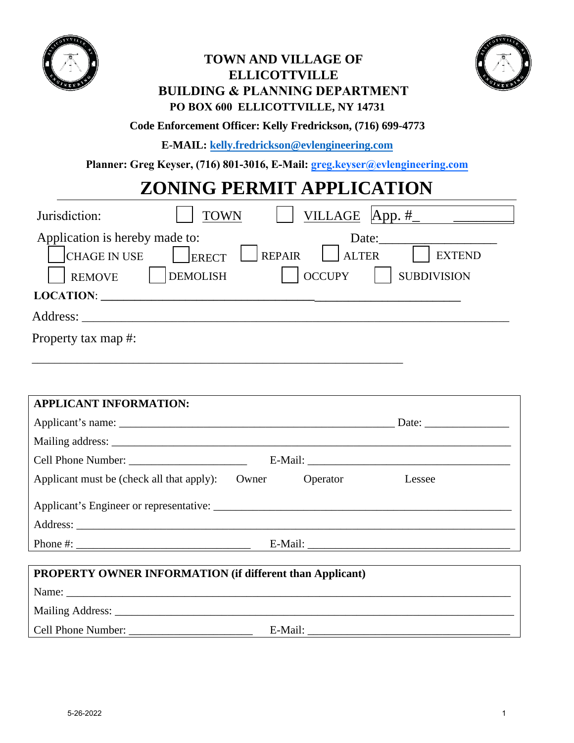# TOWN AND VILLAGE OF ELLICOTTVILLE
## BUILDING & PLANNING DEPARTMENT

**PO BOX 600 ELLICOTTVILLE, NY 14731**

**Code Enforcement Officer: Kelly Fredrickson, (716) 699-4773**

**E-MAIL: kelly.fredrickson@evlengineering.com**

**Planner: Greg Keyser, (716) 801-3016, E-Mail: greg.keyser@evlengineering.com**

# ZONING PERMIT APPLICATION

Jurisdiction: ☐ TOWN ☐ VILLAGE App. #_ ________

Application is hereby made to: Date:___________________

☐ CHAGE IN USE ☐ ERECT ☐ REPAIR ☐ ALTER ☐ EXTEND

☐ REMOVE ☐ DEMOLISH ☐ OCCUPY ☐ SUBDIVISION

**LOCATION: ____________________________________________________________**

Address: ____________________________________________________________________

Property tax map #:

____________________________________________________________

**APPLICANT INFORMATION:**

Applicant's name: _____________________________________________ Date: _____________

Mailing address: ____________________________________________________________________

Cell Phone Number: ____________________ E-Mail: ________________________________

Applicant must be (check all that apply): Owner Operator Lessee

Applicant's Engineer or representative: _____________________________________________

Address: ____________________________________________________________________________

Phone #: ____________________________ E-Mail: ________________________________

**PROPERTY OWNER INFORMATION (if different than Applicant)**

Name: _______________________________________________________________________________

Mailing Address: ____________________________________________________________________

Cell Phone Number: ____________________ E-Mail: ________________________________

5-26-2022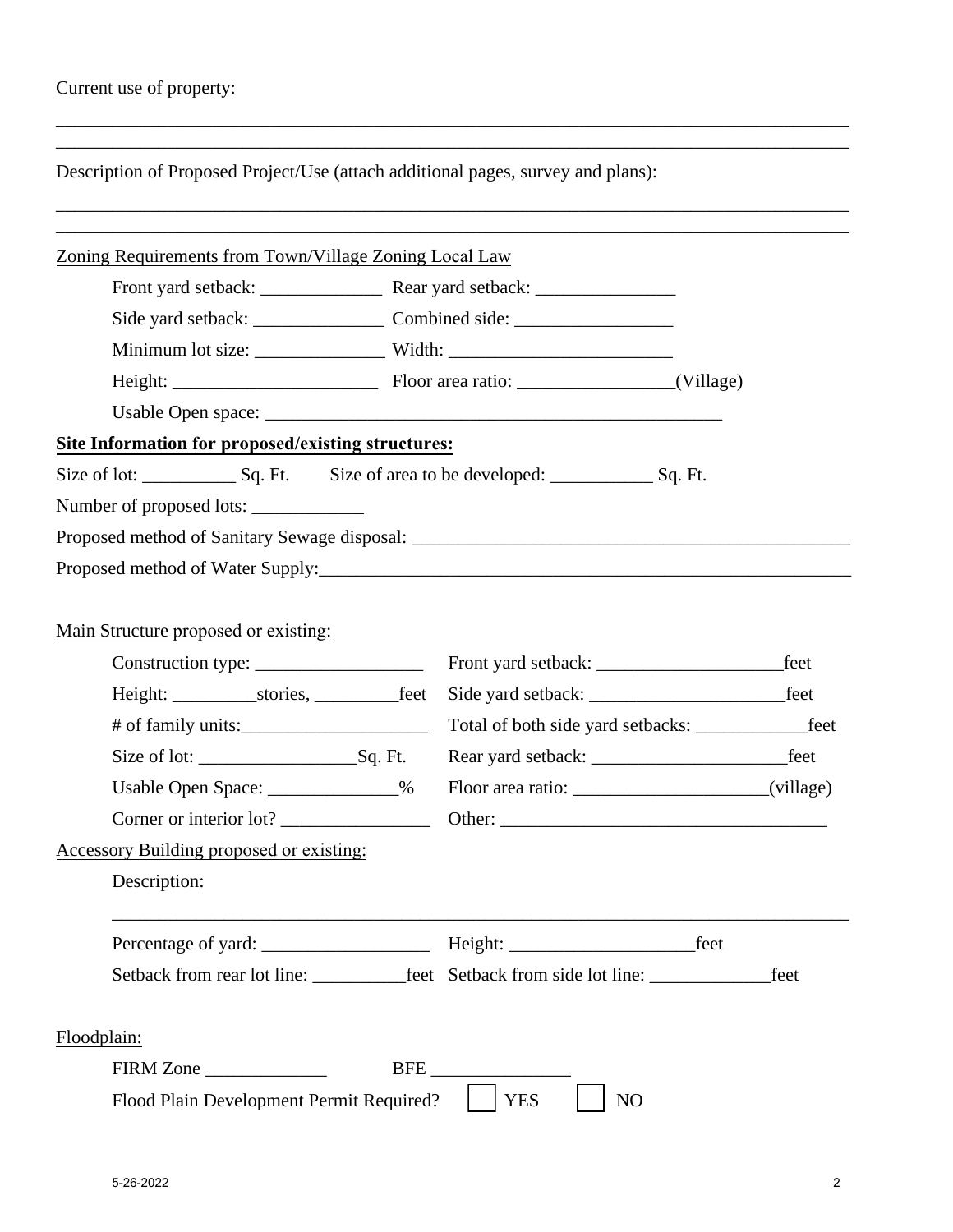Current use of property:

_______________________________________________________________________________

_______________________________________________________________________________

Description of Proposed Project/Use (attach additional pages, survey and plans):

_______________________________________________________________________________

_______________________________________________________________________________

Zoning Requirements from Town/Village Zoning Local Law

Front yard setback: _____________ Rear yard setback: _______________

Side yard setback: ______________ Combined side: ________________

Minimum lot size: ______________ Width: ________________________

Height: ______________________ Floor area ratio: ________________(Village)

Usable Open space: ______________________________________________

**Site Information for proposed/existing structures:**

Size of lot: __________ Sq. Ft. Size of area to be developed: ___________ Sq. Ft.

Number of proposed lots: ____________

Proposed method of Sanitary Sewage disposal: ________________________________________________

Proposed method of Water Supply:_____________________________________________________________

Main Structure proposed or existing:

Construction type: __________________ Front yard setback: ____________________feet

Height: _________stories, _________feet Side yard setback: _____________________feet

# of family units:____________________ Total of both side yard setbacks: ____________feet

Size of lot: _________________Sq. Ft. Rear yard setback: _____________________feet

Usable Open Space: ______________% Floor area ratio: ____________________(village)

Corner or interior lot? ________________ Other: ___________________________________

Accessory Building proposed or existing:

Description:

_______________________________________________________________________________

Percentage of yard: __________________ Height: ____________________feet

Setback from rear lot line: __________feet Setback from side lot line: _____________feet

Floodplain:

FIRM Zone _____________ BFE _______________

Flood Plain Development Permit Required? ☐ YES ☐ NO

5-26-2022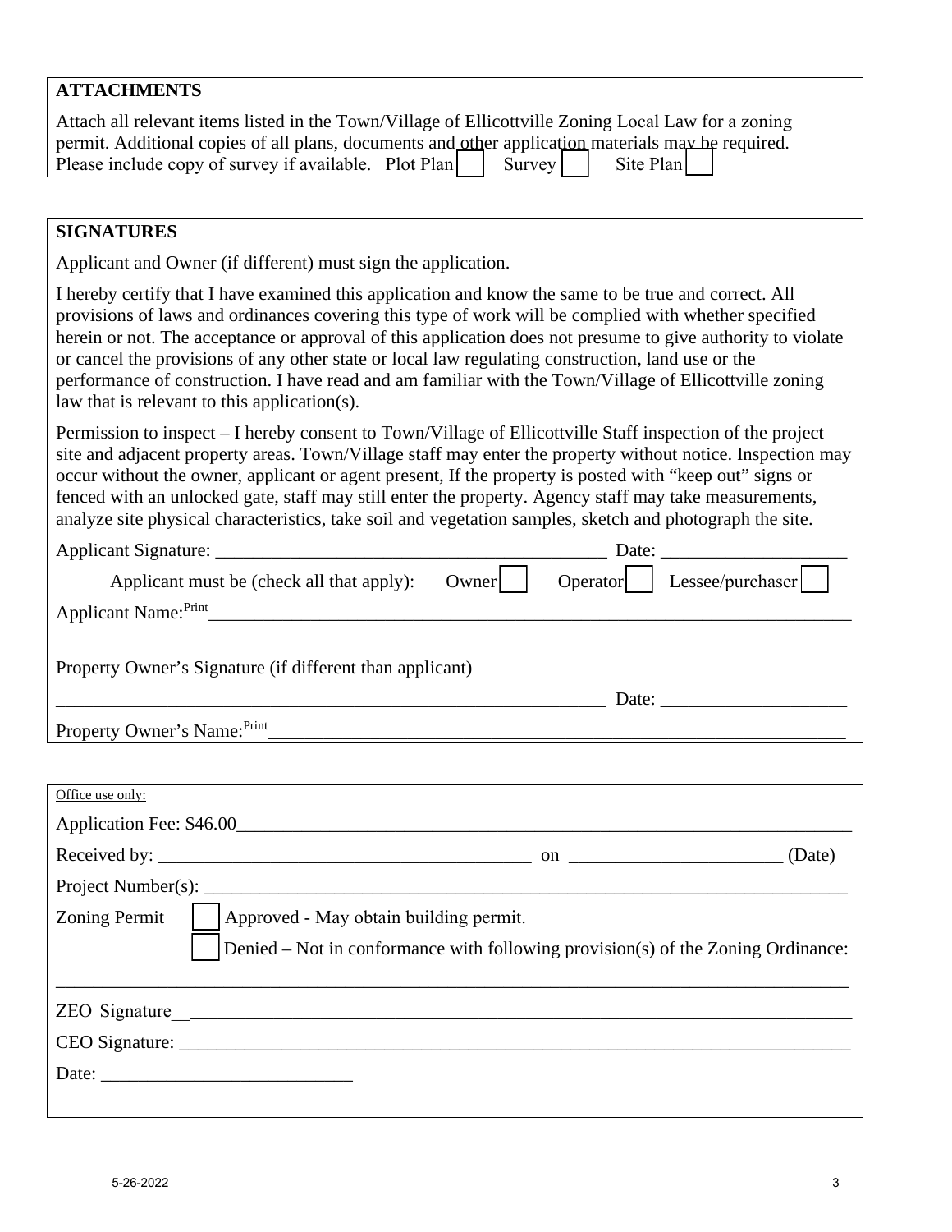## ATTACHMENTS

Attach all relevant items listed in the Town/Village of Ellicottville Zoning Local Law for a zoning permit. Additional copies of all plans, documents and other application materials may be required. Please include copy of survey if available. Plot Plan ☐ Survey ☐ Site Plan ☐

## SIGNATURES

Applicant and Owner (if different) must sign the application.

I hereby certify that I have examined this application and know the same to be true and correct. All provisions of laws and ordinances covering this type of work will be complied with whether specified herein or not. The acceptance or approval of this application does not presume to give authority to violate or cancel the provisions of any other state or local law regulating construction, land use or the performance of construction. I have read and am familiar with the Town/Village of Ellicottville zoning law that is relevant to this application(s).

Permission to inspect – I hereby consent to Town/Village of Ellicottville Staff inspection of the project site and adjacent property areas. Town/Village staff may enter the property without notice. Inspection may occur without the owner, applicant or agent present, If the property is posted with "keep out" signs or fenced with an unlocked gate, staff may still enter the property. Agency staff may take measurements, analyze site physical characteristics, take soil and vegetation samples, sketch and photograph the site.

Applicant Signature: ___________________________________________ Date: ____________________

Applicant must be (check all that apply): Owner ☐ Operator ☐ Lessee/purchaser ☐

Applicant Name: Print ______________________________________________________________________

Property Owner's Signature (if different than applicant)

_____________________________________________________________ Date: ____________________

Property Owner's Name: Print ________________________________________________________________

---

Office use only:

Application Fee: $46.00______________________________________________________________________

Received by: __________________________________________ on _______________________ (Date)

Project Number(s): ___________________________________________________________________________

Zoning Permit ☐ Approved - May obtain building permit.

☐ Denied – Not in conformance with following provision(s) of the Zoning Ordinance:

_____________________________________________________________________________________________

ZEO Signature__________________________________________________________________________

CEO Signature: _________________________________________________________________________

Date: ___________________________